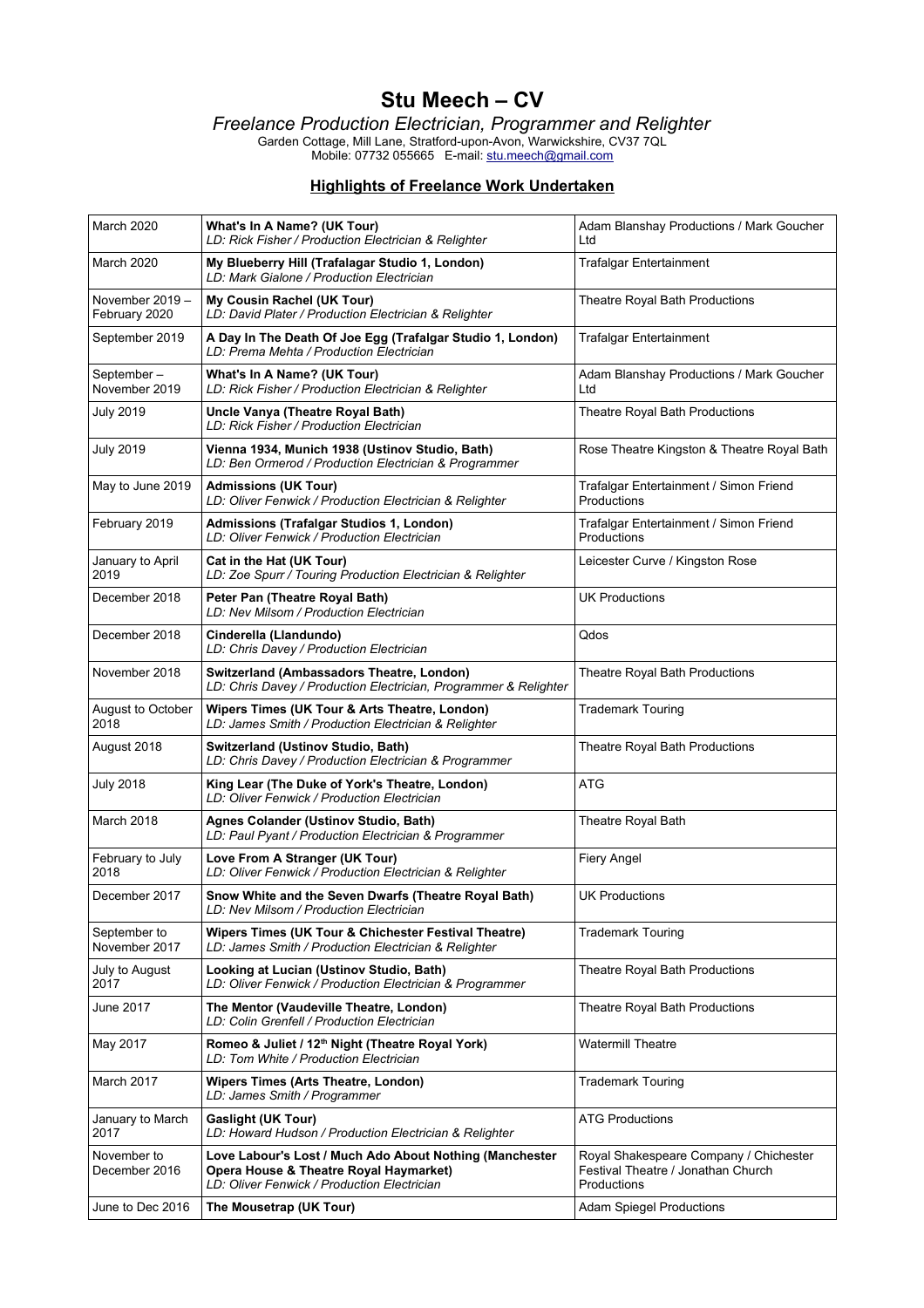# Stu Meech – CV

*Freelance Production Electrician, Programmer and Relighter*

Garden Cottage, Mill Lane, Stratford-upon-Avon, Warwickshire, CV37 7QL
Mobile: 07732 055665 E-mail: stu.meech@gmail.com

## Highlights of Freelance Work Undertaken

| Date | Production | Company |
|---|---|---|
| March 2020 | **What's In A Name? (UK Tour)**<br>*LD: Rick Fisher / Production Electrician & Relighter* | Adam Blanshay Productions / Mark Goucher Ltd |
| March 2020 | **My Blueberry Hill (Trafalagar Studio 1, London)**<br>*LD: Mark Gialone / Production Electrician* | Trafalgar Entertainment |
| November 2019 – February 2020 | **My Cousin Rachel (UK Tour)**<br>*LD: David Plater / Production Electrician & Relighter* | Theatre Royal Bath Productions |
| September 2019 | **A Day In The Death Of Joe Egg (Trafalgar Studio 1, London)**<br>*LD: Prema Mehta / Production Electrician* | Trafalgar Entertainment |
| September – November 2019 | **What's In A Name? (UK Tour)**<br>*LD: Rick Fisher / Production Electrician & Relighter* | Adam Blanshay Productions / Mark Goucher Ltd |
| July 2019 | **Uncle Vanya (Theatre Royal Bath)**<br>*LD: Rick Fisher / Production Electrician* | Theatre Royal Bath Productions |
| July 2019 | **Vienna 1934, Munich 1938 (Ustinov Studio, Bath)**<br>*LD: Ben Ormerod / Production Electrician & Programmer* | Rose Theatre Kingston & Theatre Royal Bath |
| May to June 2019 | **Admissions (UK Tour)**<br>*LD: Oliver Fenwick / Production Electrician & Relighter* | Trafalgar Entertainment / Simon Friend Productions |
| February 2019 | **Admissions (Trafalgar Studios 1, London)**<br>*LD: Oliver Fenwick / Production Electrician* | Trafalgar Entertainment / Simon Friend Productions |
| January to April 2019 | **Cat in the Hat (UK Tour)**<br>*LD: Zoe Spurr / Touring Production Electrician & Relighter* | Leicester Curve / Kingston Rose |
| December 2018 | **Peter Pan (Theatre Royal Bath)**<br>*LD: Nev Milsom / Production Electrician* | UK Productions |
| December 2018 | **Cinderella (Llandundo)**<br>*LD: Chris Davey / Production Electrician* | Qdos |
| November 2018 | **Switzerland (Ambassadors Theatre, London)**<br>*LD: Chris Davey / Production Electrician, Programmer & Relighter* | Theatre Royal Bath Productions |
| August to October 2018 | **Wipers Times (UK Tour & Arts Theatre, London)**<br>*LD: James Smith / Production Electrician & Relighter* | Trademark Touring |
| August 2018 | **Switzerland (Ustinov Studio, Bath)**<br>*LD: Chris Davey / Production Electrician & Programmer* | Theatre Royal Bath Productions |
| July 2018 | **King Lear (The Duke of York's Theatre, London)**<br>*LD: Oliver Fenwick / Production Electrician* | ATG |
| March 2018 | **Agnes Colander (Ustinov Studio, Bath)**<br>*LD: Paul Pyant / Production Electrician & Programmer* | Theatre Royal Bath |
| February to July 2018 | **Love From A Stranger (UK Tour)**<br>*LD: Oliver Fenwick / Production Electrician & Relighter* | Fiery Angel |
| December 2017 | **Snow White and the Seven Dwarfs (Theatre Royal Bath)**<br>*LD: Nev Milsom / Production Electrician* | UK Productions |
| September to November 2017 | **Wipers Times (UK Tour & Chichester Festival Theatre)**<br>*LD: James Smith / Production Electrician & Relighter* | Trademark Touring |
| July to August 2017 | **Looking at Lucian (Ustinov Studio, Bath)**<br>*LD: Oliver Fenwick / Production Electrician & Programmer* | Theatre Royal Bath Productions |
| June 2017 | **The Mentor (Vaudeville Theatre, London)**<br>*LD: Colin Grenfell / Production Electrician* | Theatre Royal Bath Productions |
| May 2017 | **Romeo & Juliet / 12th Night (Theatre Royal York)**<br>*LD: Tom White / Production Electrician* | Watermill Theatre |
| March 2017 | **Wipers Times (Arts Theatre, London)**<br>*LD: James Smith / Programmer* | Trademark Touring |
| January to March 2017 | **Gaslight (UK Tour)**<br>*LD: Howard Hudson / Production Electrician & Relighter* | ATG Productions |
| November to December 2016 | **Love Labour's Lost / Much Ado About Nothing (Manchester Opera House & Theatre Royal Haymarket)**<br>*LD: Oliver Fenwick / Production Electrician* | Royal Shakespeare Company / Chichester Festival Theatre / Jonathan Church Productions |
| June to Dec 2016 | **The Mousetrap (UK Tour)** | Adam Spiegel Productions |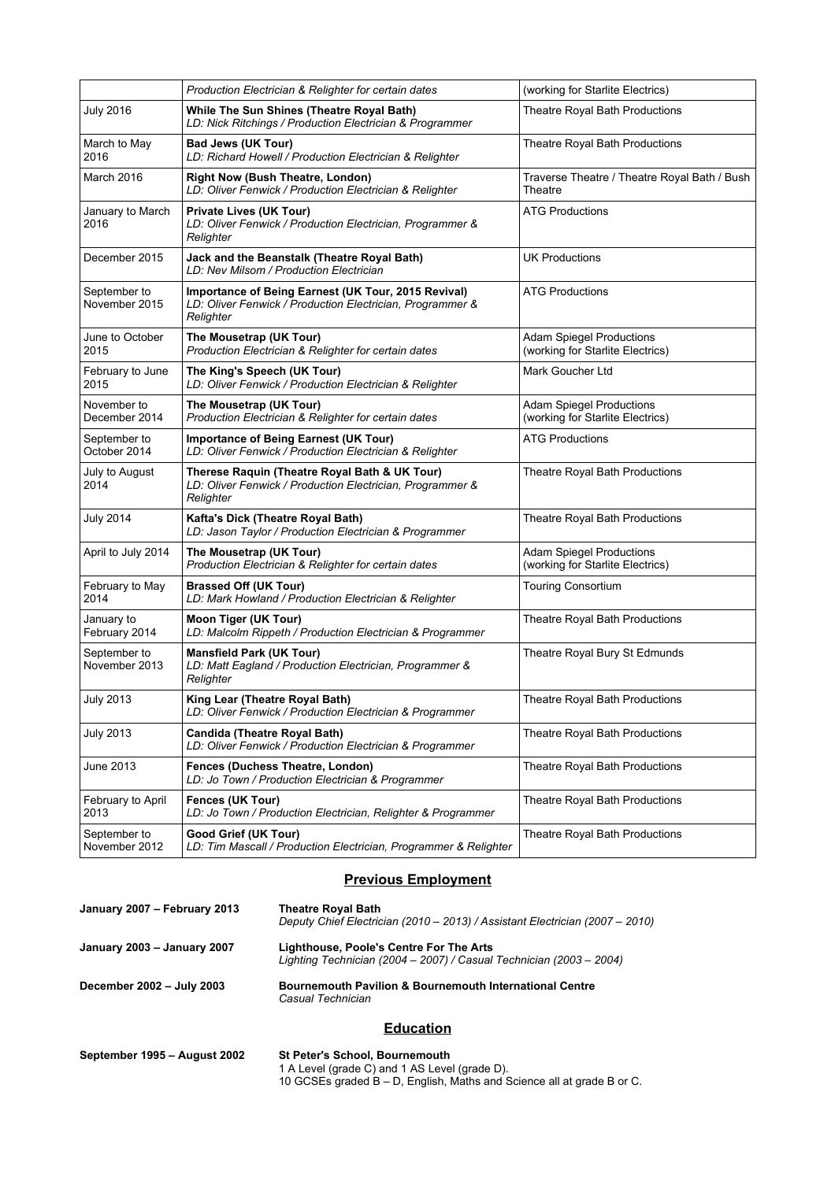| | | |
|---|---|---|
| | *Production Electrician & Relighter for certain dates* | (working for Starlite Electrics) |
| July 2016 | **While The Sun Shines (Theatre Royal Bath)**<br>*LD: Nick Ritchings / Production Electrician & Programmer* | Theatre Royal Bath Productions |
| March to May 2016 | **Bad Jews (UK Tour)**<br>*LD: Richard Howell / Production Electrician & Relighter* | Theatre Royal Bath Productions |
| March 2016 | **Right Now (Bush Theatre, London)**<br>*LD: Oliver Fenwick / Production Electrician & Relighter* | Traverse Theatre / Theatre Royal Bath / Bush Theatre |
| January to March 2016 | **Private Lives (UK Tour)**<br>*LD: Oliver Fenwick / Production Electrician, Programmer & Relighter* | ATG Productions |
| December 2015 | **Jack and the Beanstalk (Theatre Royal Bath)**<br>*LD: Nev Milsom / Production Electrician* | UK Productions |
| September to November 2015 | **Importance of Being Earnest (UK Tour, 2015 Revival)**<br>*LD: Oliver Fenwick / Production Electrician, Programmer & Relighter* | ATG Productions |
| June to October 2015 | **The Mousetrap (UK Tour)**<br>*Production Electrician & Relighter for certain dates* | Adam Spiegel Productions (working for Starlite Electrics) |
| February to June 2015 | **The King's Speech (UK Tour)**<br>*LD: Oliver Fenwick / Production Electrician & Relighter* | Mark Goucher Ltd |
| November to December 2014 | **The Mousetrap (UK Tour)**<br>*Production Electrician & Relighter for certain dates* | Adam Spiegel Productions (working for Starlite Electrics) |
| September to October 2014 | **Importance of Being Earnest (UK Tour)**<br>*LD: Oliver Fenwick / Production Electrician & Relighter* | ATG Productions |
| July to August 2014 | **Therese Raquin (Theatre Royal Bath & UK Tour)**<br>*LD: Oliver Fenwick / Production Electrician, Programmer & Relighter* | Theatre Royal Bath Productions |
| July 2014 | **Kafta's Dick (Theatre Royal Bath)**<br>*LD: Jason Taylor / Production Electrician & Programmer* | Theatre Royal Bath Productions |
| April to July 2014 | **The Mousetrap (UK Tour)**<br>*Production Electrician & Relighter for certain dates* | Adam Spiegel Productions (working for Starlite Electrics) |
| February to May 2014 | **Brassed Off (UK Tour)**<br>*LD: Mark Howland / Production Electrician & Relighter* | Touring Consortium |
| January to February 2014 | **Moon Tiger (UK Tour)**<br>*LD: Malcolm Rippeth / Production Electrician & Programmer* | Theatre Royal Bath Productions |
| September to November 2013 | **Mansfield Park (UK Tour)**<br>*LD: Matt Eagland / Production Electrician, Programmer & Relighter* | Theatre Royal Bury St Edmunds |
| July 2013 | **King Lear (Theatre Royal Bath)**<br>*LD: Oliver Fenwick / Production Electrician & Programmer* | Theatre Royal Bath Productions |
| July 2013 | **Candida (Theatre Royal Bath)**<br>*LD: Oliver Fenwick / Production Electrician & Programmer* | Theatre Royal Bath Productions |
| June 2013 | **Fences (Duchess Theatre, London)**<br>*LD: Jo Town / Production Electrician & Programmer* | Theatre Royal Bath Productions |
| February to April 2013 | **Fences (UK Tour)**<br>*LD: Jo Town / Production Electrician, Relighter & Programmer* | Theatre Royal Bath Productions |
| September to November 2012 | **Good Grief (UK Tour)**<br>*LD: Tim Mascall / Production Electrician, Programmer & Relighter* | Theatre Royal Bath Productions |

## Previous Employment

**January 2007 – February 2013** — **Theatre Royal Bath**
*Deputy Chief Electrician (2010 – 2013) / Assistant Electrician (2007 – 2010)*

**January 2003 – January 2007** — **Lighthouse, Poole's Centre For The Arts**
*Lighting Technician (2004 – 2007) / Casual Technician (2003 – 2004)*

**December 2002 – July 2003** — **Bournemouth Pavilion & Bournemouth International Centre**
*Casual Technician*

## Education

**September 1995 – August 2002** — **St Peter's School, Bournemouth**
1 A Level (grade C) and 1 AS Level (grade D).
10 GCSEs graded B – D, English, Maths and Science all at grade B or C.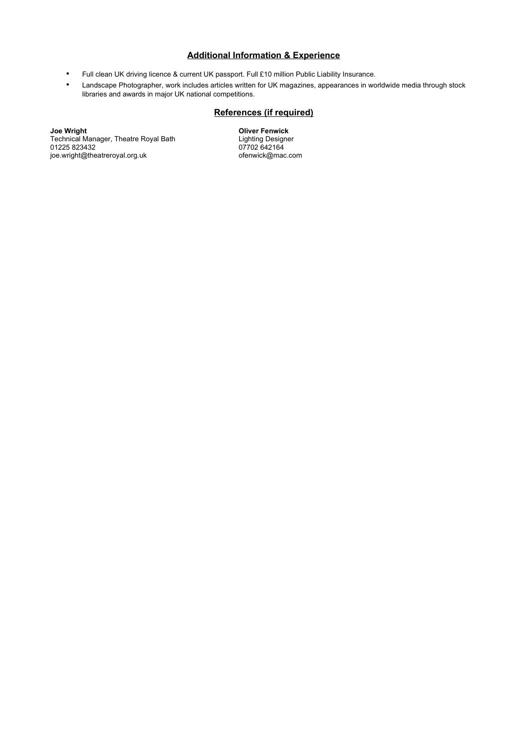## Additional Information & Experience

- Full clean UK driving licence & current UK passport. Full £10 million Public Liability Insurance.
- Landscape Photographer, work includes articles written for UK magazines, appearances in worldwide media through stock libraries and awards in major UK national competitions.

## References (if required)

**Joe Wright**
Technical Manager, Theatre Royal Bath
01225 823432
joe.wright@theatreroyal.org.uk

**Oliver Fenwick**
Lighting Designer
07702 642164
ofenwick@mac.com